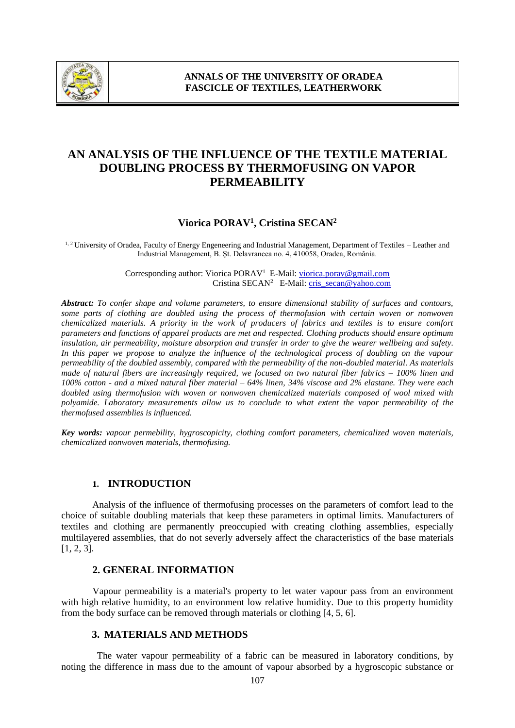# AN ANALYSIS OF THE INFLUENCE OF THE TEXTILE MATERIAL DOUBLING PROCESS BY THERMOFUSING ON VAPOR PERMEABILITY

**Viorica PORAV[1], Cristina SECAN[2]**

[1, 2] University of Oradea, Faculty of Energy Engeneering and Industrial Management, Department of Textiles – Leather and Industrial Management, B. Şt. Delavrancea no. 4, 410058, Oradea, România.

Corresponding author: Viorica PORAV[1] E-Mail: viorica.porav@gmail.com
Cristina SECAN[2] E-Mail: cris_secan@yahoo.com

***Abstract:*** *To confer shape and volume parameters, to ensure dimensional stability of surfaces and contours, some parts of clothing are doubled using the process of thermofusion with certain woven or nonwoven chemicalized materials. A priority in the work of producers of fabrics and textiles is to ensure comfort parameters and functions of apparel products are met and respected. Clothing products should ensure optimum insulation, air permeability, moisture absorption and transfer in order to give the wearer wellbeing and safety. In this paper we propose to analyze the influence of the technological process of doubling on the vapour permeability of the doubled assembly, compared with the permeability of the non-doubled material. As materials made of natural fibers are increasingly required, we focused on two natural fiber fabrics – 100% linen and 100% cotton - and a mixed natural fiber material – 64% linen, 34% viscose and 2% elastane. They were each doubled using thermofusion with woven or nonwoven chemicalized materials composed of wool mixed with polyamide. Laboratory measurements allow us to conclude to what extent the vapor permeability of the thermofused assemblies is influenced.*

***Key words:*** *vapour permebility, hygroscopicity, clothing comfort parameters, chemicalized woven materials, chemicalized nonwoven materials, thermofusing.*

## 1. INTRODUCTION

Analysis of the influence of thermofusing processes on the parameters of comfort lead to the choice of suitable doubling materials that keep these parameters in optimal limits. Manufacturers of textiles and clothing are permanently preoccupied with creating clothing assemblies, especially multilayered assemblies, that do not severly adversely affect the characteristics of the base materials [1, 2, 3].

## 2. GENERAL INFORMATION

Vapour permeability is a material's property to let water vapour pass from an environment with high relative humidity, to an environment low relative humidity. Due to this property humidity from the body surface can be removed through materials or clothing [4, 5, 6].

## 3. MATERIALS AND METHODS

The water vapour permeability of a fabric can be measured in laboratory conditions, by noting the difference in mass due to the amount of vapour absorbed by a hygroscopic substance or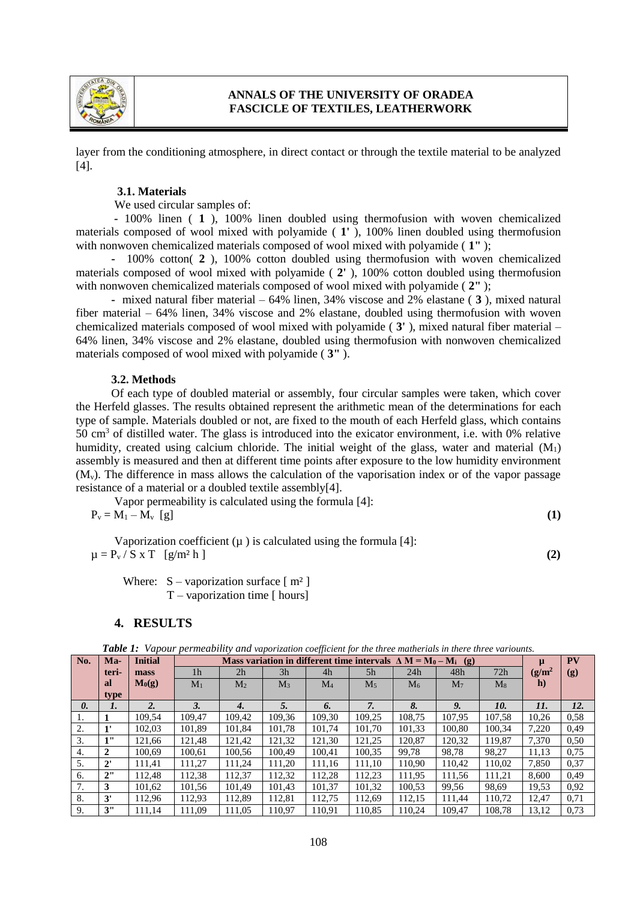layer from the conditioning atmosphere, in direct contact or through the textile material to be analyzed [4].

### 3.1. Materials

We used circular samples of:

- 100% linen ( **1** ), 100% linen doubled using thermofusion with woven chemicalized materials composed of wool mixed with polyamide ( **1'** ), 100% linen doubled using thermofusion with nonwoven chemicalized materials composed of wool mixed with polyamide ( **1"** );
- 100% cotton( **2** ), 100% cotton doubled using thermofusion with woven chemicalized materials composed of wool mixed with polyamide ( **2'** ), 100% cotton doubled using thermofusion with nonwoven chemicalized materials composed of wool mixed with polyamide ( **2"** );
- mixed natural fiber material – 64% linen, 34% viscose and 2% elastane ( **3** ), mixed natural fiber material – 64% linen, 34% viscose and 2% elastane, doubled using thermofusion with woven chemicalized materials composed of wool mixed with polyamide ( **3'** ), mixed natural fiber material – 64% linen, 34% viscose and 2% elastane, doubled using thermofusion with nonwoven chemicalized materials composed of wool mixed with polyamide ( **3"** ).

### 3.2. Methods

Of each type of doubled material or assembly, four circular samples were taken, which cover the Herfeld glasses. The results obtained represent the arithmetic mean of the determinations for each type of sample. Materials doubled or not, are fixed to the mouth of each Herfeld glass, which contains 50 cm³ of distilled water. The glass is introduced into the exicator environment, i.e. with 0% relative humidity, created using calcium chloride. The initial weight of the glass, water and material ($M_1$) assembly is measured and then at different time points after exposure to the low humidity environment ($M_v$). The difference in mass allows the calculation of the vaporisation index or of the vapor passage resistance of a material or a doubled textile assembly[4].

Vapor permeability is calculated using the formula [4]:

$$P_v = M_1 - M_v \ \text{[g]} \quad \textbf{(1)}$$

Vaporization coefficient ($\mu$ ) is calculated using the formula [4]:

$$\mu = P_v / S \times T \ \ [\text{g/m}^2\ \text{h}] \quad \textbf{(2)}$$

Where: S – vaporization surface [ m² ]
T – vaporization time [ hours]

## 4. RESULTS

***Table 1:*** *Vapour permeability and vaporization coefficient for the three matherials in there three varionts.*

| No. | Material type | Initial mass $M_0$(g) | Mass variation in different time intervals $\Delta M = M_0 - M_i$ (g) | | | | | | | | μ (g/m² h) | PV (g) |
|---|---|---|---|---|---|---|---|---|---|---|---|---|
| | | | 1h $M_1$ | 2h $M_2$ | 3h $M_3$ | 4h $M_4$ | 5h $M_5$ | 24h $M_6$ | 48h $M_7$ | 72h $M_8$ | | |
| *0.* | *1.* | *2.* | *3.* | *4.* | *5.* | *6.* | *7.* | *8.* | *9.* | *10.* | *11.* | *12.* |
| 1. | **1** | 109,54 | 109,47 | 109,42 | 109,36 | 109,30 | 109,25 | 108,75 | 107,95 | 107,58 | 10,26 | 0,58 |
| 2. | **1'** | 102,03 | 101,89 | 101,84 | 101,78 | 101,74 | 101,70 | 101,33 | 100,80 | 100,34 | 7,220 | 0,49 |
| 3. | **1"** | 121,66 | 121,48 | 121,42 | 121,32 | 121,30 | 121,25 | 120,87 | 120,32 | 119,87 | 7,370 | 0,50 |
| 4. | **2** | 100,69 | 100,61 | 100,56 | 100,49 | 100,41 | 100,35 | 99,78 | 98,78 | 98,27 | 11,13 | 0,75 |
| 5. | **2'** | 111,41 | 111,27 | 111,24 | 111,20 | 111,16 | 111,10 | 110,90 | 110,42 | 110,02 | 7,850 | 0,37 |
| 6. | **2"** | 112,48 | 112,38 | 112,37 | 112,32 | 112,28 | 112,23 | 111,95 | 111,56 | 111,21 | 8,600 | 0,49 |
| 7. | **3** | 101,62 | 101,56 | 101,49 | 101,43 | 101,37 | 101,32 | 100,53 | 99,56 | 98,69 | 19,53 | 0,92 |
| 8. | **3'** | 112,96 | 112,93 | 112,89 | 112,81 | 112,75 | 112,69 | 112,15 | 111,44 | 110,72 | 12,47 | 0,71 |
| 9. | **3"** | 111,14 | 111,09 | 111,05 | 110,97 | 110,91 | 110,85 | 110,24 | 109,47 | 108,78 | 13,12 | 0,73 |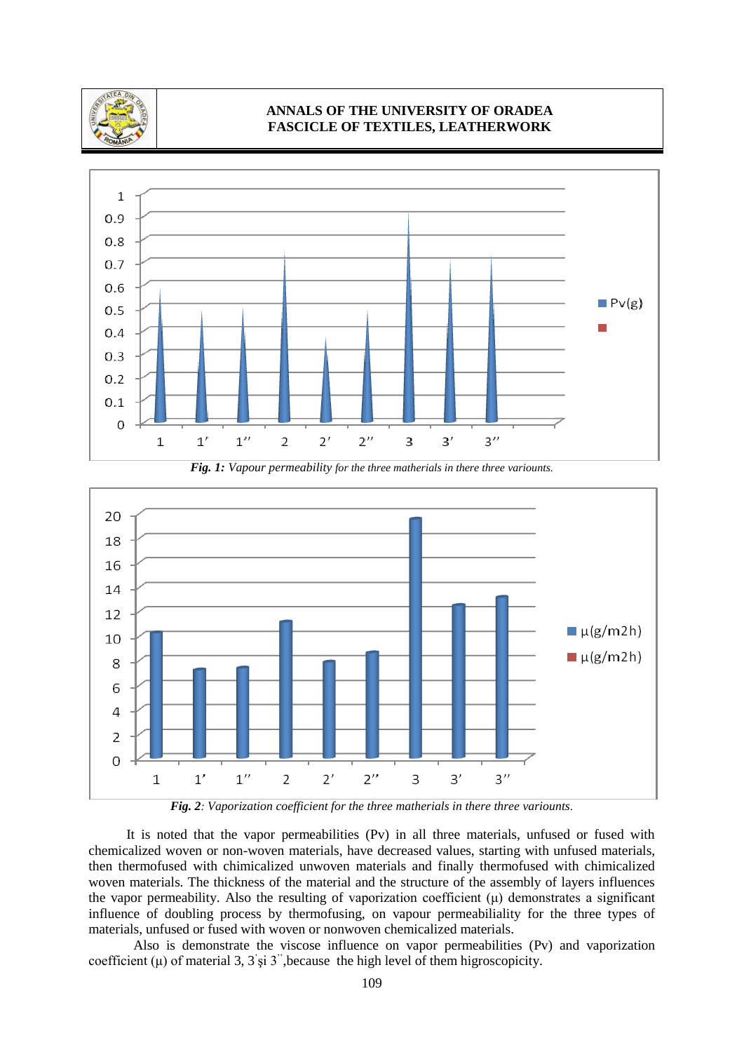*Fig. 1: Vapour permeability for the three matherials in there three variounts.*

*Fig. 2: Vaporization coefficient for the three matherials in there three variounts.*

It is noted that the vapor permeabilities (Pv) in all three materials, unfused or fused with chemicalized woven or non-woven materials, have decreased values, starting with unfused materials, then thermofused with chimicalized unwoven materials and finally thermofused with chimicalized woven materials. The thickness of the material and the structure of the assembly of layers influences the vapor permeability. Also the resulting of vaporization coefficient (μ) demonstrates a significant influence of doubling process by thermofusing, on vapour permeabiliality for the three types of materials, unfused or fused with woven or nonwoven chemicalized materials.

Also is demonstrate the viscose influence on vapor permeabilities (Pv) and vaporization coefficient (μ) of material 3, 3' şi 3'',because the high level of them higroscopicity.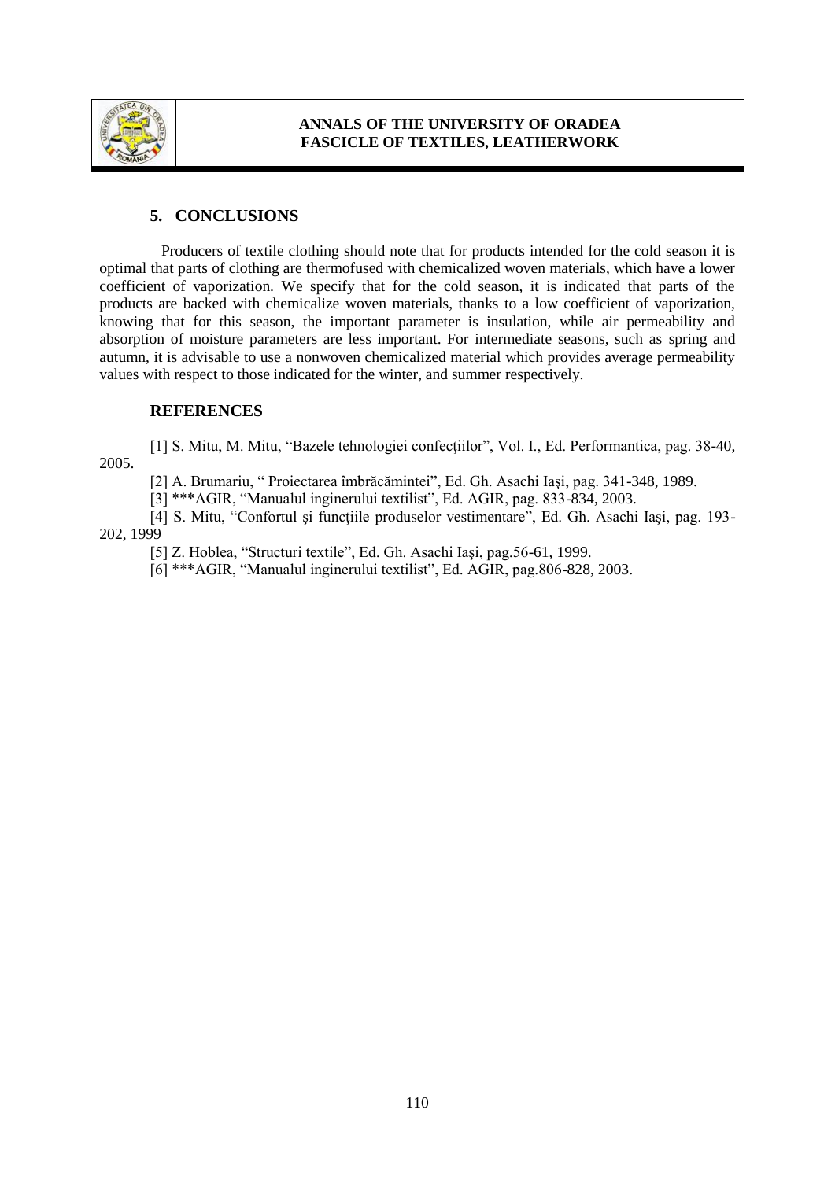## 5. CONCLUSIONS

Producers of textile clothing should note that for products intended for the cold season it is optimal that parts of clothing are thermofused with chemicalized woven materials, which have a lower coefficient of vaporization. We specify that for the cold season, it is indicated that parts of the products are backed with chemicalize woven materials, thanks to a low coefficient of vaporization, knowing that for this season, the important parameter is insulation, while air permeability and absorption of moisture parameters are less important. For intermediate seasons, such as spring and autumn, it is advisable to use a nonwoven chemicalized material which provides average permeability values with respect to those indicated for the winter, and summer respectively.

## REFERENCES

[1] S. Mitu, M. Mitu, "Bazele tehnologiei confecţiilor", Vol. I., Ed. Performantica, pag. 38-40, 2005.

[2] A. Brumariu, " Proiectarea îmbrăcămintei", Ed. Gh. Asachi Iaşi, pag. 341-348, 1989.

[3] ***AGIR, "Manualul inginerului textilist", Ed. AGIR, pag. 833-834, 2003.

[4] S. Mitu, "Confortul şi funcţiile produselor vestimentare", Ed. Gh. Asachi Iaşi, pag. 193-202, 1999

[5] Z. Hoblea, "Structuri textile", Ed. Gh. Asachi Iaşi, pag.56-61, 1999.

[6] ***AGIR, "Manualul inginerului textilist", Ed. AGIR, pag.806-828, 2003.